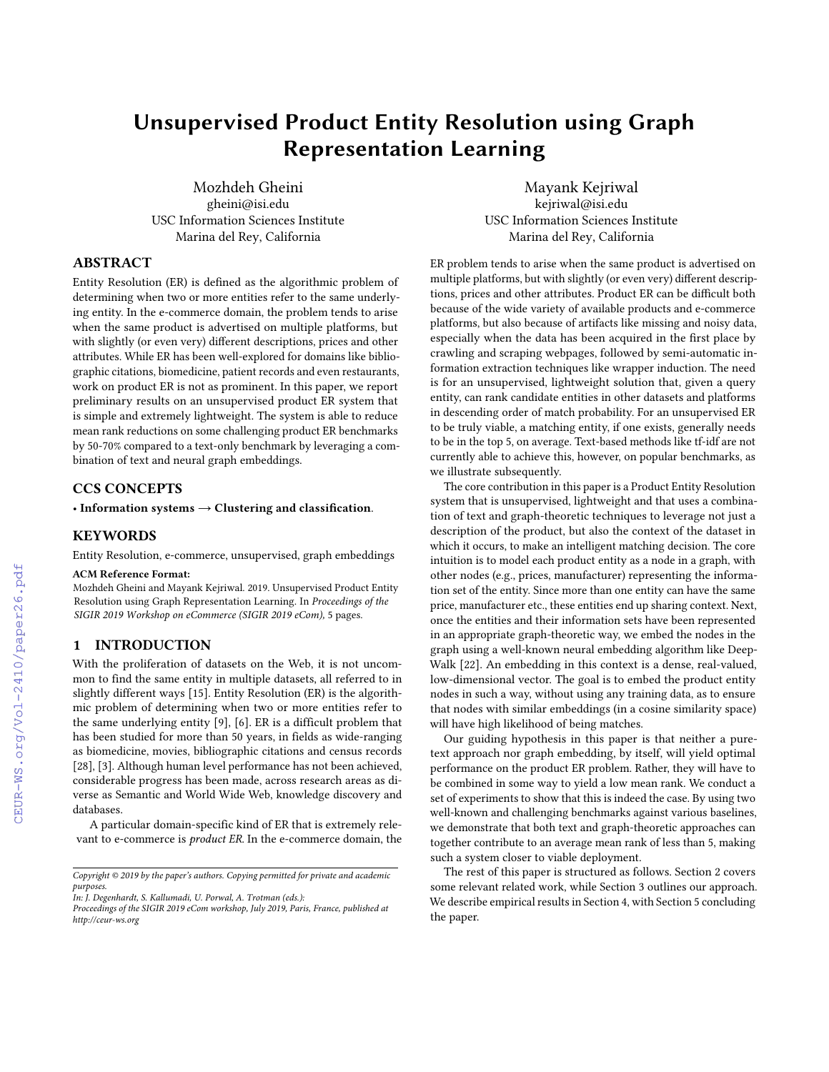# Unsupervised Product Entity Resolution using Graph Representation Learning

Mozhdeh Gheini
gheini@isi.edu
USC Information Sciences Institute
Marina del Rey, California

Mayank Kejriwal
kejriwal@isi.edu
USC Information Sciences Institute
Marina del Rey, California

## ABSTRACT

Entity Resolution (ER) is defined as the algorithmic problem of determining when two or more entities refer to the same underlying entity. In the e-commerce domain, the problem tends to arise when the same product is advertised on multiple platforms, but with slightly (or even very) different descriptions, prices and other attributes. While ER has been well-explored for domains like bibliographic citations, biomedicine, patient records and even restaurants, work on product ER is not as prominent. In this paper, we report preliminary results on an unsupervised product ER system that is simple and extremely lightweight. The system is able to reduce mean rank reductions on some challenging product ER benchmarks by 50-70% compared to a text-only benchmark by leveraging a combination of text and neural graph embeddings.

## CCS CONCEPTS

• **Information systems → Clustering and classification**.

## KEYWORDS

Entity Resolution, e-commerce, unsupervised, graph embeddings

**ACM Reference Format:**
Mozhdeh Gheini and Mayank Kejriwal. 2019. Unsupervised Product Entity Resolution using Graph Representation Learning. In *Proceedings of the SIGIR 2019 Workshop on eCommerce (SIGIR 2019 eCom),* 5 pages.

## 1 INTRODUCTION

With the proliferation of datasets on the Web, it is not uncommon to find the same entity in multiple datasets, all referred to in slightly different ways [15]. Entity Resolution (ER) is the algorithmic problem of determining when two or more entities refer to the same underlying entity [9], [6]. ER is a difficult problem that has been studied for more than 50 years, in fields as wide-ranging as biomedicine, movies, bibliographic citations and census records [28], [3]. Although human level performance has not been achieved, considerable progress has been made, across research areas as diverse as Semantic and World Wide Web, knowledge discovery and databases.

A particular domain-specific kind of ER that is extremely relevant to e-commerce is *product ER*. In the e-commerce domain, the ER problem tends to arise when the same product is advertised on multiple platforms, but with slightly (or even very) different descriptions, prices and other attributes. Product ER can be difficult both because of the wide variety of available products and e-commerce platforms, but also because of artifacts like missing and noisy data, especially when the data has been acquired in the first place by crawling and scraping webpages, followed by semi-automatic information extraction techniques like wrapper induction. The need is for an unsupervised, lightweight solution that, given a query entity, can rank candidate entities in other datasets and platforms in descending order of match probability. For an unsupervised ER to be truly viable, a matching entity, if one exists, generally needs to be in the top 5, on average. Text-based methods like tf-idf are not currently able to achieve this, however, on popular benchmarks, as we illustrate subsequently.

The core contribution in this paper is a Product Entity Resolution system that is unsupervised, lightweight and that uses a combination of text and graph-theoretic techniques to leverage not just a description of the product, but also the context of the dataset in which it occurs, to make an intelligent matching decision. The core intuition is to model each product entity as a node in a graph, with other nodes (e.g., prices, manufacturer) representing the information set of the entity. Since more than one entity can have the same price, manufacturer etc., these entities end up sharing context. Next, once the entities and their information sets have been represented in an appropriate graph-theoretic way, we embed the nodes in the graph using a well-known neural embedding algorithm like DeepWalk [22]. An embedding in this context is a dense, real-valued, low-dimensional vector. The goal is to embed the product entity nodes in such a way, without using any training data, as to ensure that nodes with similar embeddings (in a cosine similarity space) will have high likelihood of being matches.

Our guiding hypothesis in this paper is that neither a pure-text approach nor graph embedding, by itself, will yield optimal performance on the product ER problem. Rather, they will have to be combined in some way to yield a low mean rank. We conduct a set of experiments to show that this is indeed the case. By using two well-known and challenging benchmarks against various baselines, we demonstrate that both text and graph-theoretic approaches can together contribute to an average mean rank of less than 5, making such a system closer to viable deployment.

The rest of this paper is structured as follows. Section 2 covers some relevant related work, while Section 3 outlines our approach. We describe empirical results in Section 4, with Section 5 concluding the paper.

---

*Copyright © 2019 by the paper's authors. Copying permitted for private and academic purposes.*
*In: J. Degenhardt, S. Kallumadi, U. Porwal, A. Trotman (eds.):*
*Proceedings of the SIGIR 2019 eCom workshop, July 2019, Paris, France, published at http://ceur-ws.org*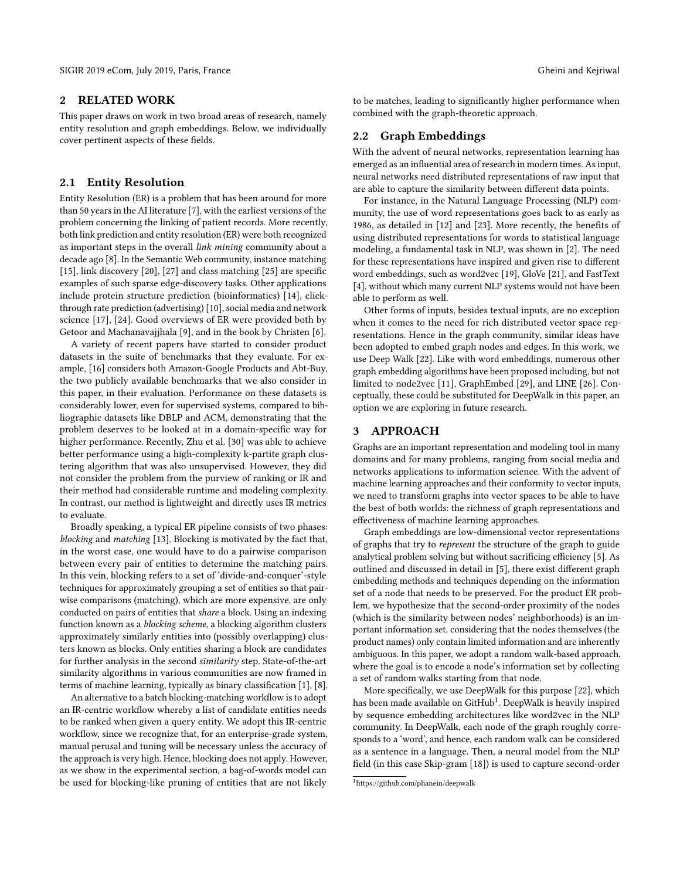## 2 RELATED WORK

This paper draws on work in two broad areas of research, namely entity resolution and graph embeddings. Below, we individually cover pertinent aspects of these fields.

### 2.1 Entity Resolution

Entity Resolution (ER) is a problem that has been around for more than 50 years in the AI literature [7], with the earliest versions of the problem concerning the linking of patient records. More recently, both link prediction and entity resolution (ER) were both recognized as important steps in the overall *link mining* community about a decade ago [8]. In the Semantic Web community, instance matching [15], link discovery [20], [27] and class matching [25] are specific examples of such sparse edge-discovery tasks. Other applications include protein structure prediction (bioinformatics) [14], click-through rate prediction (advertising) [10], social media and network science [17], [24]. Good overviews of ER were provided both by Getoor and Machanavajjhala [9], and in the book by Christen [6].

A variety of recent papers have started to consider product datasets in the suite of benchmarks that they evaluate. For example, [16] considers both Amazon-Google Products and Abt-Buy, the two publicly available benchmarks that we also consider in this paper, in their evaluation. Performance on these datasets is considerably lower, even for supervised systems, compared to bibliographic datasets like DBLP and ACM, demonstrating that the problem deserves to be looked at in a domain-specific way for higher performance. Recently, Zhu et al. [30] was able to achieve better performance using a high-complexity k-partite graph clustering algorithm that was also unsupervised. However, they did not consider the problem from the purview of ranking or IR and their method had considerable runtime and modeling complexity. In contrast, our method is lightweight and directly uses IR metrics to evaluate.

Broadly speaking, a typical ER pipeline consists of two phases: *blocking* and *matching* [13]. Blocking is motivated by the fact that, in the worst case, one would have to do a pairwise comparison between every pair of entities to determine the matching pairs. In this vein, blocking refers to a set of 'divide-and-conquer'-style techniques for approximately grouping a set of entities so that pairwise comparisons (matching), which are more expensive, are only conducted on pairs of entities that *share* a block. Using an indexing function known as a *blocking scheme*, a blocking algorithm clusters approximately similarly entities into (possibly overlapping) clusters known as blocks. Only entities sharing a block are candidates for further analysis in the second *similarity* step. State-of-the-art similarity algorithms in various communities are now framed in terms of machine learning, typically as binary classification [1], [8].

An alternative to a batch blocking-matching workflow is to adopt an IR-centric workflow whereby a list of candidate entities needs to be ranked when given a query entity. We adopt this IR-centric workflow, since we recognize that, for an enterprise-grade system, manual perusal and tuning will be necessary unless the accuracy of the approach is very high. Hence, blocking does not apply. However, as we show in the experimental section, a bag-of-words model can be used for blocking-like pruning of entities that are not likely to be matches, leading to significantly higher performance when combined with the graph-theoretic approach.

### 2.2 Graph Embeddings

With the advent of neural networks, representation learning has emerged as an influential area of research in modern times. As input, neural networks need distributed representations of raw input that are able to capture the similarity between different data points.

For instance, in the Natural Language Processing (NLP) community, the use of word representations goes back to as early as 1986, as detailed in [12] and [23]. More recently, the benefits of using distributed representations for words to statistical language modeling, a fundamental task in NLP, was shown in [2]. The need for these representations have inspired and given rise to different word embeddings, such as word2vec [19], GloVe [21], and FastText [4], without which many current NLP systems would not have been able to perform as well.

Other forms of inputs, besides textual inputs, are no exception when it comes to the need for rich distributed vector space representations. Hence in the graph community, similar ideas have been adopted to embed graph nodes and edges. In this work, we use Deep Walk [22]. Like with word embeddings, numerous other graph embedding algorithms have been proposed including, but not limited to node2vec [11], GraphEmbed [29], and LINE [26]. Conceptually, these could be substituted for DeepWalk in this paper, an option we are exploring in future research.

## 3 APPROACH

Graphs are an important representation and modeling tool in many domains and for many problems, ranging from social media and networks applications to information science. With the advent of machine learning approaches and their conformity to vector inputs, we need to transform graphs into vector spaces to be able to have the best of both worlds: the richness of graph representations and effectiveness of machine learning approaches.

Graph embeddings are low-dimensional vector representations of graphs that try to *represent* the structure of the graph to guide analytical problem solving but without sacrificing efficiency [5]. As outlined and discussed in detail in [5], there exist different graph embedding methods and techniques depending on the information set of a node that needs to be preserved. For the product ER problem, we hypothesize that the second-order proximity of the nodes (which is the similarity between nodes' neighborhoods) is an important information set, considering that the nodes themselves (the product names) only contain limited information and are inherently ambiguous. In this paper, we adopt a random walk-based approach, where the goal is to encode a node's information set by collecting a set of random walks starting from that node.

More specifically, we use DeepWalk for this purpose [22], which has been made available on GitHub[1]. DeepWalk is heavily inspired by sequence embedding architectures like word2vec in the NLP community. In DeepWalk, each node of the graph roughly corresponds to a 'word', and hence, each random walk can be considered as a sentence in a language. Then, a neural model from the NLP field (in this case Skip-gram [18]) is used to capture second-order

[1] https://github.com/phanein/deepwalk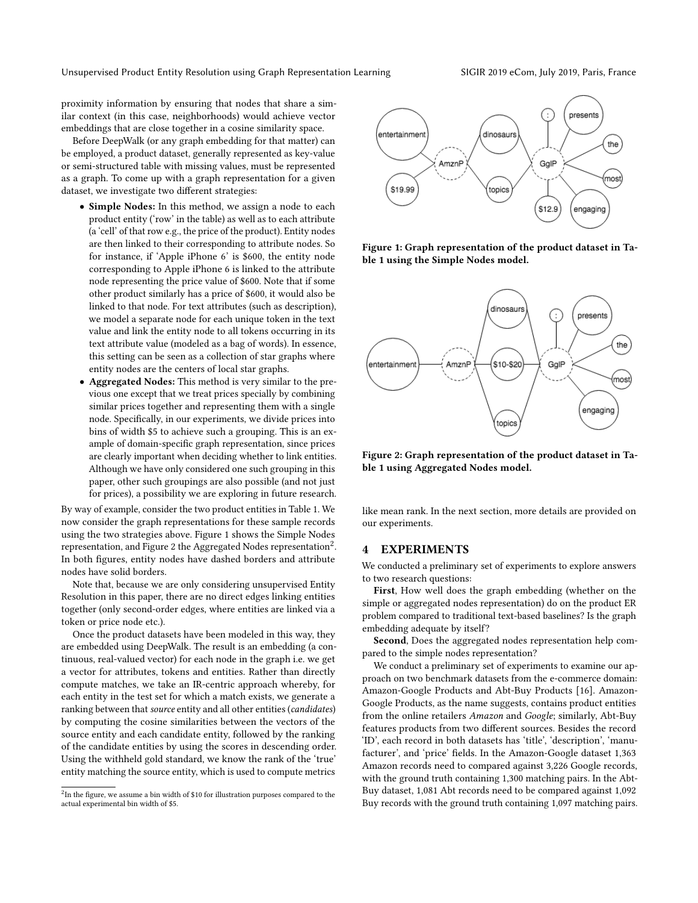proximity information by ensuring that nodes that share a similar context (in this case, neighborhoods) would achieve vector embeddings that are close together in a cosine similarity space.

Before DeepWalk (or any graph embedding for that matter) can be employed, a product dataset, generally represented as key-value or semi-structured table with missing values, must be represented as a graph. To come up with a graph representation for a given dataset, we investigate two different strategies:

- **Simple Nodes:** In this method, we assign a node to each product entity ('row' in the table) as well as to each attribute (a 'cell' of that row e.g., the price of the product). Entity nodes are then linked to their corresponding to attribute nodes. So for instance, if 'Apple iPhone 6' is $600, the entity node corresponding to Apple iPhone 6 is linked to the attribute node representing the price value of $600. Note that if some other product similarly has a price of $600, it would also be linked to that node. For text attributes (such as description), we model a separate node for each unique token in the text value and link the entity node to all tokens occurring in its text attribute value (modeled as a bag of words). In essence, this setting can be seen as a collection of star graphs where entity nodes are the centers of local star graphs.
- **Aggregated Nodes:** This method is very similar to the previous one except that we treat prices specially by combining similar prices together and representing them with a single node. Specifically, in our experiments, we divide prices into bins of width $5 to achieve such a grouping. This is an example of domain-specific graph representation, since prices are clearly important when deciding whether to link entities. Although we have only considered one such grouping in this paper, other such groupings are also possible (and not just for prices), a possibility we are exploring in future research.

By way of example, consider the two product entities in Table 1. We now consider the graph representations for these sample records using the two strategies above. Figure 1 shows the Simple Nodes representation, and Figure 2 the Aggregated Nodes representation[2]. In both figures, entity nodes have dashed borders and attribute nodes have solid borders.

Note that, because we are only considering unsupervised Entity Resolution in this paper, there are no direct edges linking entities together (only second-order edges, where entities are linked via a token or price node etc.).

Once the product datasets have been modeled in this way, they are embedded using DeepWalk. The result is an embedding (a continuous, real-valued vector) for each node in the graph i.e. we get a vector for attributes, tokens and entities. Rather than directly compute matches, we take an IR-centric approach whereby, for each entity in the test set for which a match exists, we generate a ranking between that *source* entity and all other entities (*candidates*) by computing the cosine similarities between the vectors of the source entity and each candidate entity, followed by the ranking of the candidate entities by using the scores in descending order. Using the withheld gold standard, we know the rank of the 'true' entity matching the source entity, which is used to compute metrics like mean rank. In the next section, more details are provided on our experiments.

[2] In the figure, we assume a bin width of $10 for illustration purposes compared to the actual experimental bin width of $5.

**Figure 1: Graph representation of the product dataset in Table 1 using the Simple Nodes model.**

**Figure 2: Graph representation of the product dataset in Table 1 using Aggregated Nodes model.**

## 4 EXPERIMENTS

We conducted a preliminary set of experiments to explore answers to two research questions:

**First**, How well does the graph embedding (whether on the simple or aggregated nodes representation) do on the product ER problem compared to traditional text-based baselines? Is the graph embedding adequate by itself?

**Second**, Does the aggregated nodes representation help compared to the simple nodes representation?

We conduct a preliminary set of experiments to examine our approach on two benchmark datasets from the e-commerce domain: Amazon-Google Products and Abt-Buy Products [16]. Amazon-Google Products, as the name suggests, contains product entities from the online retailers *Amazon* and *Google*; similarly, Abt-Buy features products from two different sources. Besides the record 'ID', each record in both datasets has 'title', 'description', 'manufacturer', and 'price' fields. In the Amazon-Google dataset 1,363 Amazon records need to compared against 3,226 Google records, with the ground truth containing 1,300 matching pairs. In the Abt-Buy dataset, 1,081 Abt records need to be compared against 1,092 Buy records with the ground truth containing 1,097 matching pairs.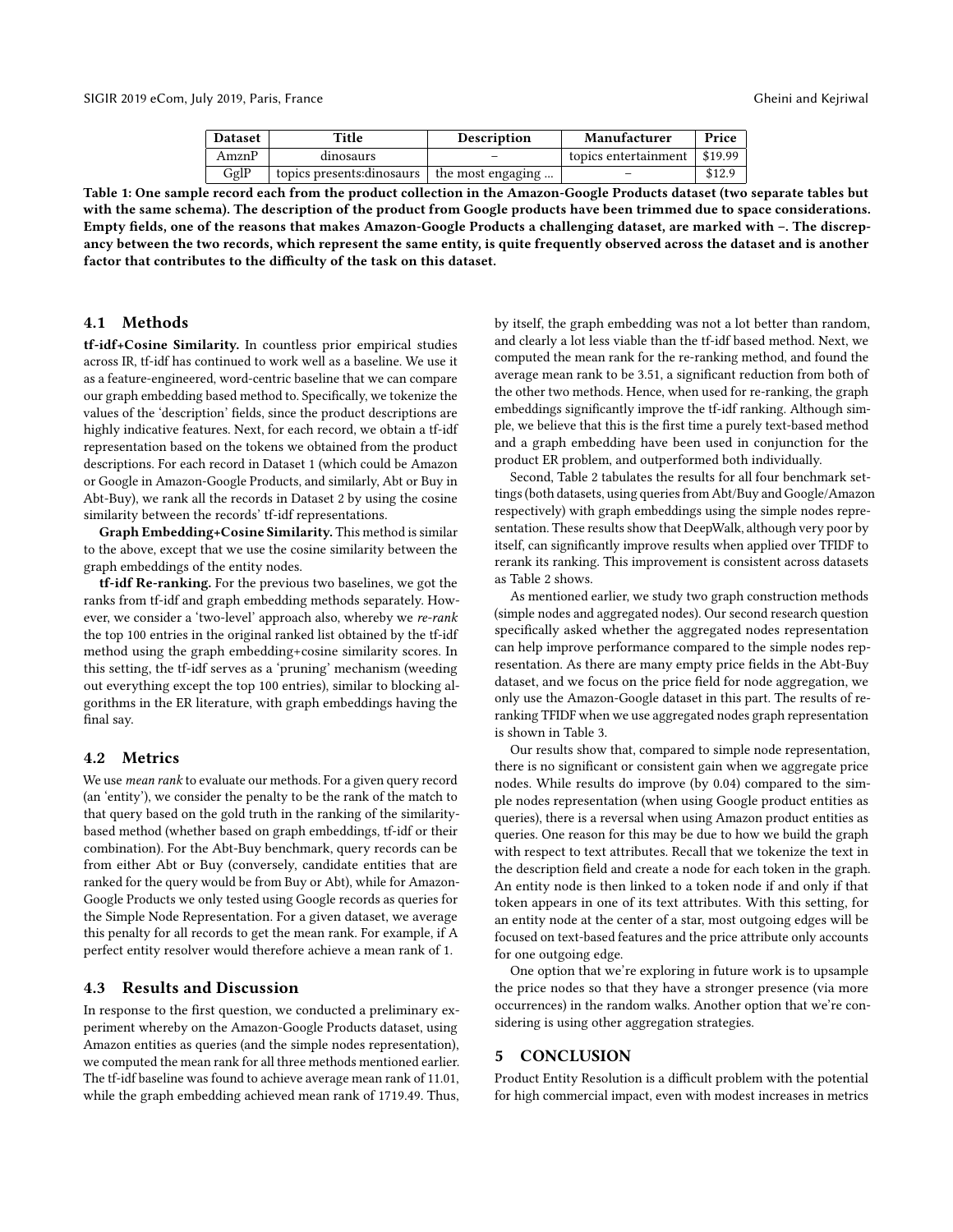| Dataset | Title | Description | Manufacturer | Price |
| --- | --- | --- | --- | --- |
| AmznP | dinosaurs | – | topics entertainment | $19.99 |
| GglP | topics presents:dinosaurs | the most engaging ... | – | $12.9 |

**Table 1: One sample record each from the product collection in the Amazon-Google Products dataset (two separate tables but with the same schema). The description of the product from Google products have been trimmed due to space considerations. Empty fields, one of the reasons that makes Amazon-Google Products a challenging dataset, are marked with –. The discrepancy between the two records, which represent the same entity, is quite frequently observed across the dataset and is another factor that contributes to the difficulty of the task on this dataset.**

## 4.1 Methods

**tf-idf+Cosine Similarity.** In countless prior empirical studies across IR, tf-idf has continued to work well as a baseline. We use it as a feature-engineered, word-centric baseline that we can compare our graph embedding based method to. Specifically, we tokenize the values of the 'description' fields, since the product descriptions are highly indicative features. Next, for each record, we obtain a tf-idf representation based on the tokens we obtained from the product descriptions. For each record in Dataset 1 (which could be Amazon or Google in Amazon-Google Products, and similarly, Abt or Buy in Abt-Buy), we rank all the records in Dataset 2 by using the cosine similarity between the records' tf-idf representations.

**Graph Embedding+Cosine Similarity.** This method is similar to the above, except that we use the cosine similarity between the graph embeddings of the entity nodes.

**tf-idf Re-ranking.** For the previous two baselines, we got the ranks from tf-idf and graph embedding methods separately. However, we consider a 'two-level' approach also, whereby we *re-rank* the top 100 entries in the original ranked list obtained by the tf-idf method using the graph embedding+cosine similarity scores. In this setting, the tf-idf serves as a 'pruning' mechanism (weeding out everything except the top 100 entries), similar to blocking algorithms in the ER literature, with graph embeddings having the final say.

## 4.2 Metrics

We use *mean rank* to evaluate our methods. For a given query record (an 'entity'), we consider the penalty to be the rank of the match to that query based on the gold truth in the ranking of the similarity-based method (whether based on graph embeddings, tf-idf or their combination). For the Abt-Buy benchmark, query records can be from either Abt or Buy (conversely, candidate entities that are ranked for the query would be from Buy or Abt), while for Amazon-Google Products we only tested using Google records as queries for the Simple Node Representation. For a given dataset, we average this penalty for all records to get the mean rank. For example, if A perfect entity resolver would therefore achieve a mean rank of 1.

## 4.3 Results and Discussion

In response to the first question, we conducted a preliminary experiment whereby on the Amazon-Google Products dataset, using Amazon entities as queries (and the simple nodes representation), we computed the mean rank for all three methods mentioned earlier. The tf-idf baseline was found to achieve average mean rank of 11.01, while the graph embedding achieved mean rank of 1719.49. Thus, by itself, the graph embedding was not a lot better than random, and clearly a lot less viable than the tf-idf based method. Next, we computed the mean rank for the re-ranking method, and found the average mean rank to be 3.51, a significant reduction from both of the other two methods. Hence, when used for re-ranking, the graph embeddings significantly improve the tf-idf ranking. Although simple, we believe that this is the first time a purely text-based method and a graph embedding have been used in conjunction for the product ER problem, and outperformed both individually.

Second, Table 2 tabulates the results for all four benchmark settings (both datasets, using queries from Abt/Buy and Google/Amazon respectively) with graph embeddings using the simple nodes representation. These results show that DeepWalk, although very poor by itself, can significantly improve results when applied over TFIDF to rerank its ranking. This improvement is consistent across datasets as Table 2 shows.

As mentioned earlier, we study two graph construction methods (simple nodes and aggregated nodes). Our second research question specifically asked whether the aggregated nodes representation can help improve performance compared to the simple nodes representation. As there are many empty price fields in the Abt-Buy dataset, and we focus on the price field for node aggregation, we only use the Amazon-Google dataset in this part. The results of re-ranking TFIDF when we use aggregated nodes graph representation is shown in Table 3.

Our results show that, compared to simple node representation, there is no significant or consistent gain when we aggregate price nodes. While results do improve (by 0.04) compared to the simple nodes representation (when using Google product entities as queries), there is a reversal when using Amazon product entities as queries. One reason for this may be due to how we build the graph with respect to text attributes. Recall that we tokenize the text in the description field and create a node for each token in the graph. An entity node is then linked to a token node if and only if that token appears in one of its text attributes. With this setting, for an entity node at the center of a star, most outgoing edges will be focused on text-based features and the price attribute only accounts for one outgoing edge.

One option that we're exploring in future work is to upsample the price nodes so that they have a stronger presence (via more occurrences) in the random walks. Another option that we're considering is using other aggregation strategies.

# 5 CONCLUSION

Product Entity Resolution is a difficult problem with the potential for high commercial impact, even with modest increases in metrics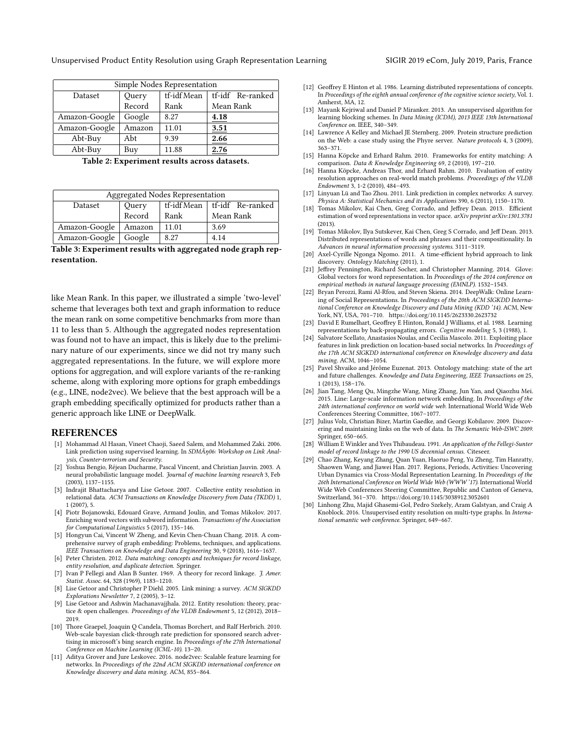| Simple Nodes Representation | | | |
|---|---|---|---|
| Dataset | Query Record | tf-idf Mean Rank | tf-idf Re-ranked Mean Rank |
| Amazon-Google | Google | 8.27 | **4.18** |
| Amazon-Google | Amazon | 11.01 | **3.51** |
| Abt-Buy | Abt | 9.39 | **2.66** |
| Abt-Buy | Buy | 11.88 | **2.76** |

**Table 2: Experiment results across datasets.**

| Aggregated Nodes Representation | | | |
|---|---|---|---|
| Dataset | Query Record | tf-idf Mean Rank | tf-idf Re-ranked Mean Rank |
| Amazon-Google | Amazon | 11.01 | 3.69 |
| Amazon-Google | Google | 8.27 | 4.14 |

**Table 3: Experiment results with aggregated node graph representation.**

like Mean Rank. In this paper, we illustrated a simple 'two-level' scheme that leverages both text and graph information to reduce the mean rank on some competitive benchmarks from more than 11 to less than 5. Although the aggregated nodes representation was found not to have an impact, this is likely due to the preliminary nature of our experiments, since we did not try many such aggregated representations. In the future, we will explore more options for aggregation, and will explore variants of the re-ranking scheme, along with exploring more options for graph embeddings (e.g., LINE, node2vec). We believe that the best approach will be a graph embedding specifically optimized for products rather than a generic approach like LINE or DeepWalk.

## REFERENCES

[1] Mohammad Al Hasan, Vineet Chaoji, Saeed Salem, and Mohammed Zaki. 2006. Link prediction using supervised learning. In *SDMÂŹ06: Workshop on Link Analysis, Counter-terrorism and Security*.

[2] Yoshua Bengio, Réjean Ducharme, Pascal Vincent, and Christian Jauvin. 2003. A neural probabilistic language model. *Journal of machine learning research* 3, Feb (2003), 1137–1155.

[3] Indrajit Bhattacharya and Lise Getoor. 2007. Collective entity resolution in relational data. *ACM Transactions on Knowledge Discovery from Data (TKDD)* 1, 1 (2007), 5.

[4] Piotr Bojanowski, Edouard Grave, Armand Joulin, and Tomas Mikolov. 2017. Enriching word vectors with subword information. *Transactions of the Association for Computational Linguistics* 5 (2017), 135–146.

[5] Hongyun Cai, Vincent W Zheng, and Kevin Chen-Chuan Chang. 2018. A comprehensive survey of graph embedding: Problems, techniques, and applications. *IEEE Transactions on Knowledge and Data Engineering* 30, 9 (2018), 1616–1637.

[6] Peter Christen. 2012. *Data matching: concepts and techniques for record linkage, entity resolution, and duplicate detection*. Springer.

[7] Ivan P Fellegi and Alan B Sunter. 1969. A theory for record linkage. *J. Amer. Statist. Assoc.* 64, 328 (1969), 1183–1210.

[8] Lise Getoor and Christopher P Diehl. 2005. Link mining: a survey. *ACM SIGKDD Explorations Newsletter* 7, 2 (2005), 3–12.

[9] Lise Getoor and Ashwin Machanavajjhala. 2012. Entity resolution: theory, practice & open challenges. *Proceedings of the VLDB Endowment* 5, 12 (2012), 2018–2019.

[10] Thore Graepel, Joaquin Q Candela, Thomas Borchert, and Ralf Herbrich. 2010. Web-scale bayesian click-through rate prediction for sponsored search advertising in microsoft's bing search engine. In *Proceedings of the 27th International Conference on Machine Learning (ICML-10)*. 13–20.

[11] Aditya Grover and Jure Leskovec. 2016. node2vec: Scalable feature learning for networks. In *Proceedings of the 22nd ACM SIGKDD international conference on Knowledge discovery and data mining*. ACM, 855–864.

[12] Geoffrey E Hinton et al. 1986. Learning distributed representations of concepts. In *Proceedings of the eighth annual conference of the cognitive science society*, Vol. 1. Amherst, MA, 12.

[13] Mayank Kejriwal and Daniel P Miranker. 2013. An unsupervised algorithm for learning blocking schemes. In *Data Mining (ICDM), 2013 IEEE 13th International Conference on*. IEEE, 340–349.

[14] Lawrence A Kelley and Michael JE Sternberg. 2009. Protein structure prediction on the Web: a case study using the Phyre server. *Nature protocols* 4, 3 (2009), 363–371.

[15] Hanna Köpcke and Erhard Rahm. 2010. Frameworks for entity matching: A comparison. *Data & Knowledge Engineering* 69, 2 (2010), 197–210.

[16] Hanna Köpcke, Andreas Thor, and Erhard Rahm. 2010. Evaluation of entity resolution approaches on real-world match problems. *Proceedings of the VLDB Endowment* 3, 1-2 (2010), 484–493.

[17] Linyuan Lü and Tao Zhou. 2011. Link prediction in complex networks: A survey. *Physica A: Statistical Mechanics and its Applications* 390, 6 (2011), 1150–1170.

[18] Tomas Mikolov, Kai Chen, Greg Corrado, and Jeffrey Dean. 2013. Efficient estimation of word representations in vector space. *arXiv preprint arXiv:1301.3781* (2013).

[19] Tomas Mikolov, Ilya Sutskever, Kai Chen, Greg S Corrado, and Jeff Dean. 2013. Distributed representations of words and phrases and their compositionality. In *Advances in neural information processing systems*. 3111–3119.

[20] Axel-Cyrille Ngonga Ngomo. 2011. A time-efficient hybrid approach to link discovery. *Ontology Matching* (2011), 1.

[21] Jeffrey Pennington, Richard Socher, and Christopher Manning. 2014. Glove: Global vectors for word representation. In *Proceedings of the 2014 conference on empirical methods in natural language processing (EMNLP)*. 1532–1543.

[22] Bryan Perozzi, Rami Al-Rfou, and Steven Skiena. 2014. DeepWalk: Online Learning of Social Representations. In *Proceedings of the 20th ACM SIGKDD International Conference on Knowledge Discovery and Data Mining (KDD '14)*. ACM, New York, NY, USA, 701–710. https://doi.org/10.1145/2623330.2623732

[23] David E Rumelhart, Geoffrey E Hinton, Ronald J Williams, et al. 1988. Learning representations by back-propagating errors. *Cognitive modeling* 5, 3 (1988), 1.

[24] Salvatore Scellato, Anastasios Noulas, and Cecilia Mascolo. 2011. Exploiting place features in link prediction on location-based social networks. In *Proceedings of the 17th ACM SIGKDD international conference on Knowledge discovery and data mining*. ACM, 1046–1054.

[25] Pavel Shvaiko and Jérôme Euzenat. 2013. Ontology matching: state of the art and future challenges. *Knowledge and Data Engineering, IEEE Transactions on* 25, 1 (2013), 158–176.

[26] Jian Tang, Meng Qu, Mingzhe Wang, Ming Zhang, Jun Yan, and Qiaozhu Mei. 2015. Line: Large-scale information network embedding. In *Proceedings of the 24th international conference on world wide web*. International World Wide Web Conferences Steering Committee, 1067–1077.

[27] Julius Volz, Christian Bizer, Martin Gaedke, and Georgi Kobilarov. 2009. Discovering and maintaining links on the web of data. In *The Semantic Web-ISWC 2009*. Springer, 650–665.

[28] William E Winkler and Yves Thibaudeau. 1991. *An application of the Fellegi-Sunter model of record linkage to the 1990 US decennial census*. Citeseer.

[29] Chao Zhang, Keyang Zhang, Quan Yuan, Haoruo Peng, Yu Zheng, Tim Hanratty, Shaowen Wang, and Jiawei Han. 2017. Regions, Periods, Activities: Uncovering Urban Dynamics via Cross-Modal Representation Learning. In *Proceedings of the 26th International Conference on World Wide Web (WWW '17)*. International World Wide Web Conferences Steering Committee, Republic and Canton of Geneva, Switzerland, 361–370. https://doi.org/10.1145/3038912.3052601

[30] Linhong Zhu, Majid Ghasemi-Gol, Pedro Szekely, Aram Galstyan, and Craig A Knoblock. 2016. Unsupervised entity resolution on multi-type graphs. In *International semantic web conference*. Springer, 649–667.